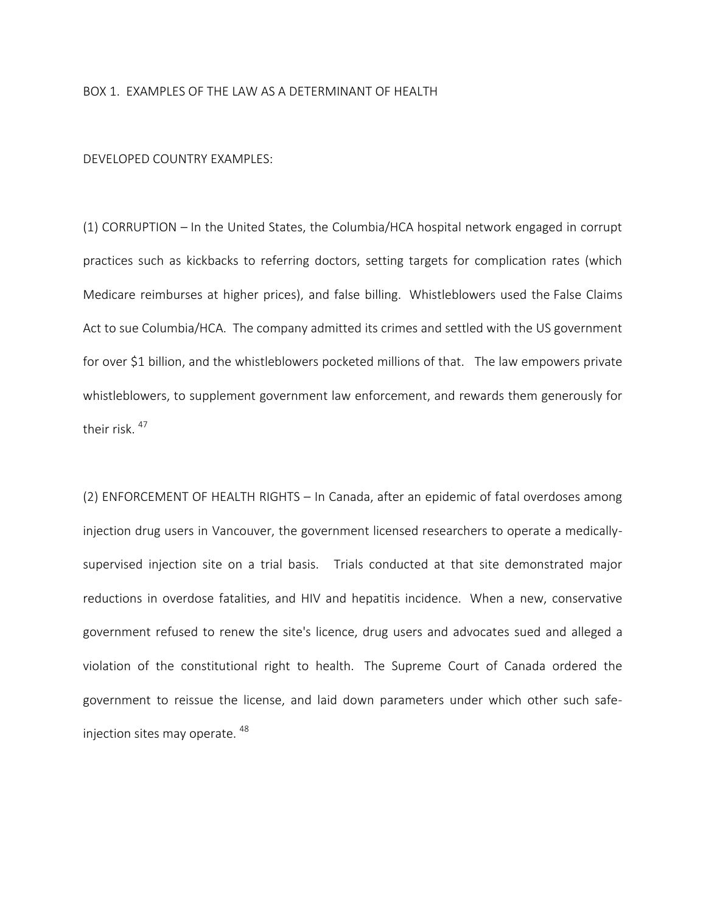BOX 1. EXAMPLES OF THE LAW AS A DETERMINANT OF HEALTH

DEVELOPED COUNTRY EXAMPLES:

(1) CORRUPTION – In the United States, the Columbia/HCA hospital network engaged in corrupt practices such as kickbacks to referring doctors, setting targets for complication rates (which Medicare reimburses at higher prices), and false billing. Whistleblowers used the False Claims Act to sue Columbia/HCA. The company admitted its crimes and settled with the US government for over $1 billion, and the whistleblowers pocketed millions of that. The law empowers private whistleblowers, to supplement government law enforcement, and rewards them generously for their risk. [47]

(2) ENFORCEMENT OF HEALTH RIGHTS – In Canada, after an epidemic of fatal overdoses among injection drug users in Vancouver, the government licensed researchers to operate a medically-supervised injection site on a trial basis. Trials conducted at that site demonstrated major reductions in overdose fatalities, and HIV and hepatitis incidence. When a new, conservative government refused to renew the site's licence, drug users and advocates sued and alleged a violation of the constitutional right to health. The Supreme Court of Canada ordered the government to reissue the license, and laid down parameters under which other such safe-injection sites may operate. [48]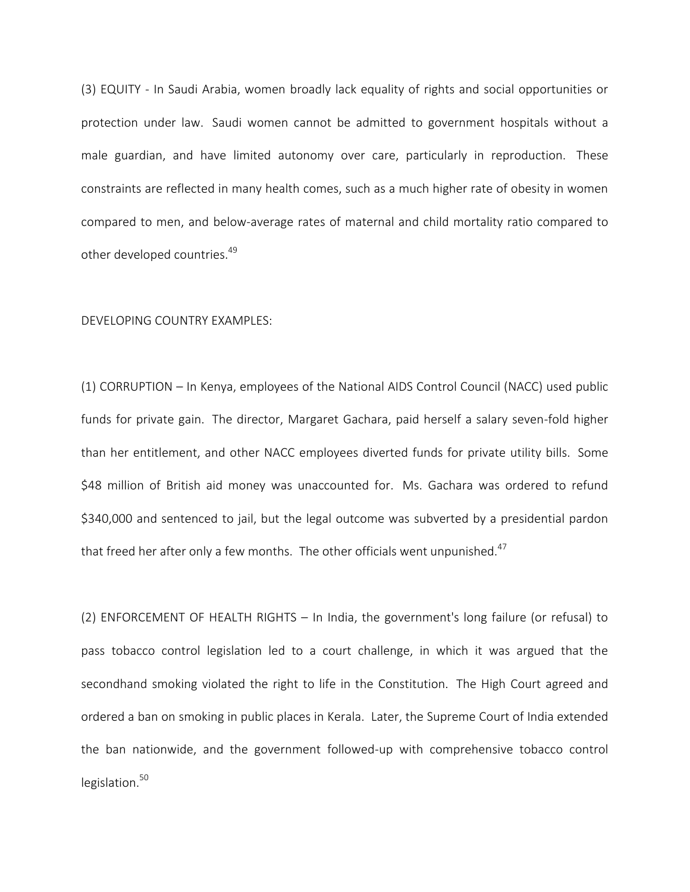(3) EQUITY - In Saudi Arabia, women broadly lack equality of rights and social opportunities or protection under law. Saudi women cannot be admitted to government hospitals without a male guardian, and have limited autonomy over care, particularly in reproduction. These constraints are reflected in many health comes, such as a much higher rate of obesity in women compared to men, and below-average rates of maternal and child mortality ratio compared to other developed countries.[49]

DEVELOPING COUNTRY EXAMPLES:

(1) CORRUPTION – In Kenya, employees of the National AIDS Control Council (NACC) used public funds for private gain. The director, Margaret Gachara, paid herself a salary seven-fold higher than her entitlement, and other NACC employees diverted funds for private utility bills. Some $48 million of British aid money was unaccounted for. Ms. Gachara was ordered to refund $340,000 and sentenced to jail, but the legal outcome was subverted by a presidential pardon that freed her after only a few months. The other officials went unpunished.[47]

(2) ENFORCEMENT OF HEALTH RIGHTS – In India, the government's long failure (or refusal) to pass tobacco control legislation led to a court challenge, in which it was argued that the secondhand smoking violated the right to life in the Constitution. The High Court agreed and ordered a ban on smoking in public places in Kerala. Later, the Supreme Court of India extended the ban nationwide, and the government followed-up with comprehensive tobacco control legislation.[50]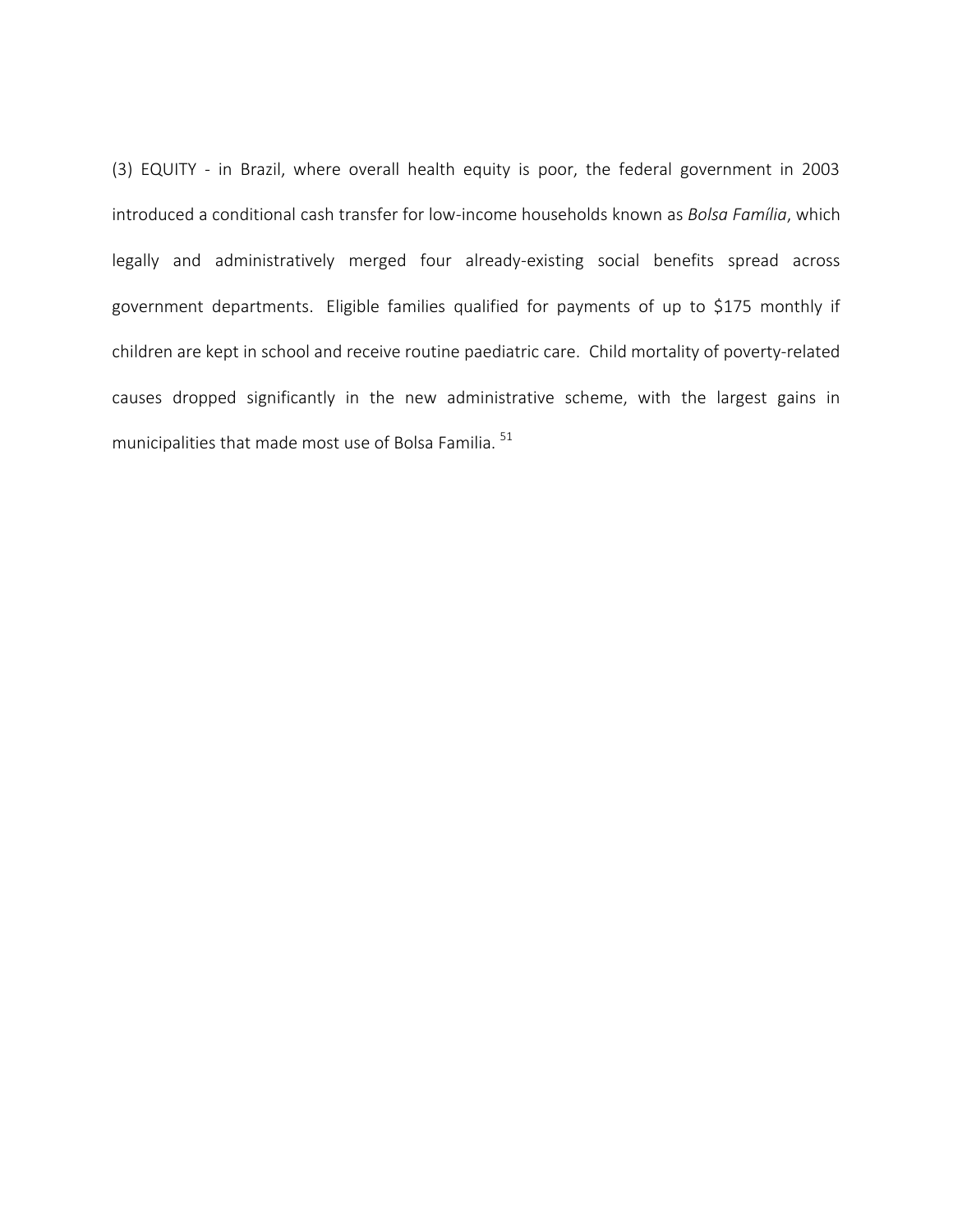(3) EQUITY - in Brazil, where overall health equity is poor, the federal government in 2003 introduced a conditional cash transfer for low-income households known as *Bolsa Família*, which legally and administratively merged four already-existing social benefits spread across government departments. Eligible families qualified for payments of up to $175 monthly if children are kept in school and receive routine paediatric care. Child mortality of poverty-related causes dropped significantly in the new administrative scheme, with the largest gains in municipalities that made most use of Bolsa Familia. [51]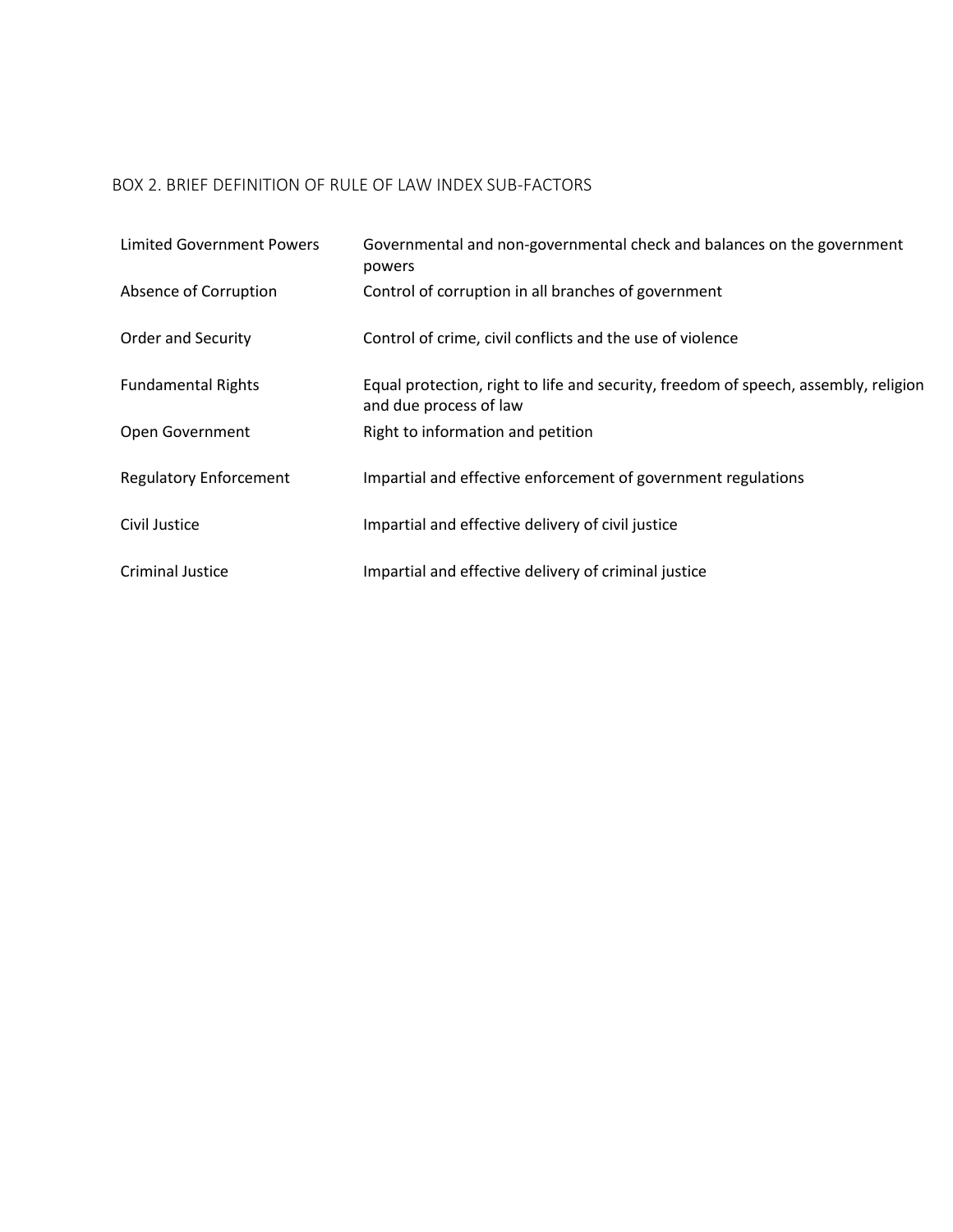## BOX 2. BRIEF DEFINITION OF RULE OF LAW INDEX SUB-FACTORS

| | |
|---|---|
| Limited Government Powers | Governmental and non-governmental check and balances on the government powers |
| Absence of Corruption | Control of corruption in all branches of government |
| Order and Security | Control of crime, civil conflicts and the use of violence |
| Fundamental Rights | Equal protection, right to life and security, freedom of speech, assembly, religion and due process of law |
| Open Government | Right to information and petition |
| Regulatory Enforcement | Impartial and effective enforcement of government regulations |
| Civil Justice | Impartial and effective delivery of civil justice |
| Criminal Justice | Impartial and effective delivery of criminal justice |